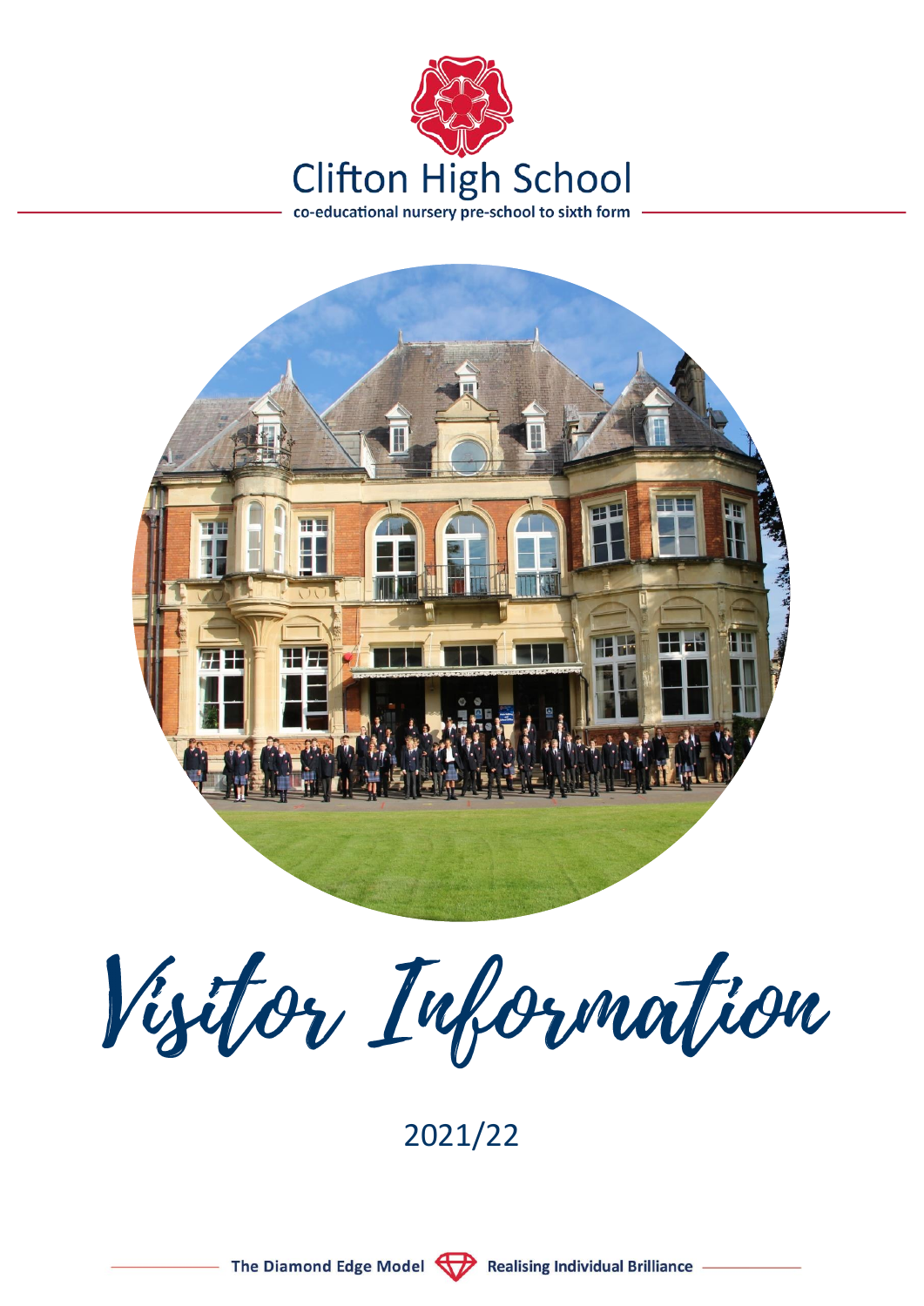# Clifton High School

co-educational nursery pre-school to sixth form

# Visitor Information

2021/22

The Diamond Edge Model — Realising Individual Brilliance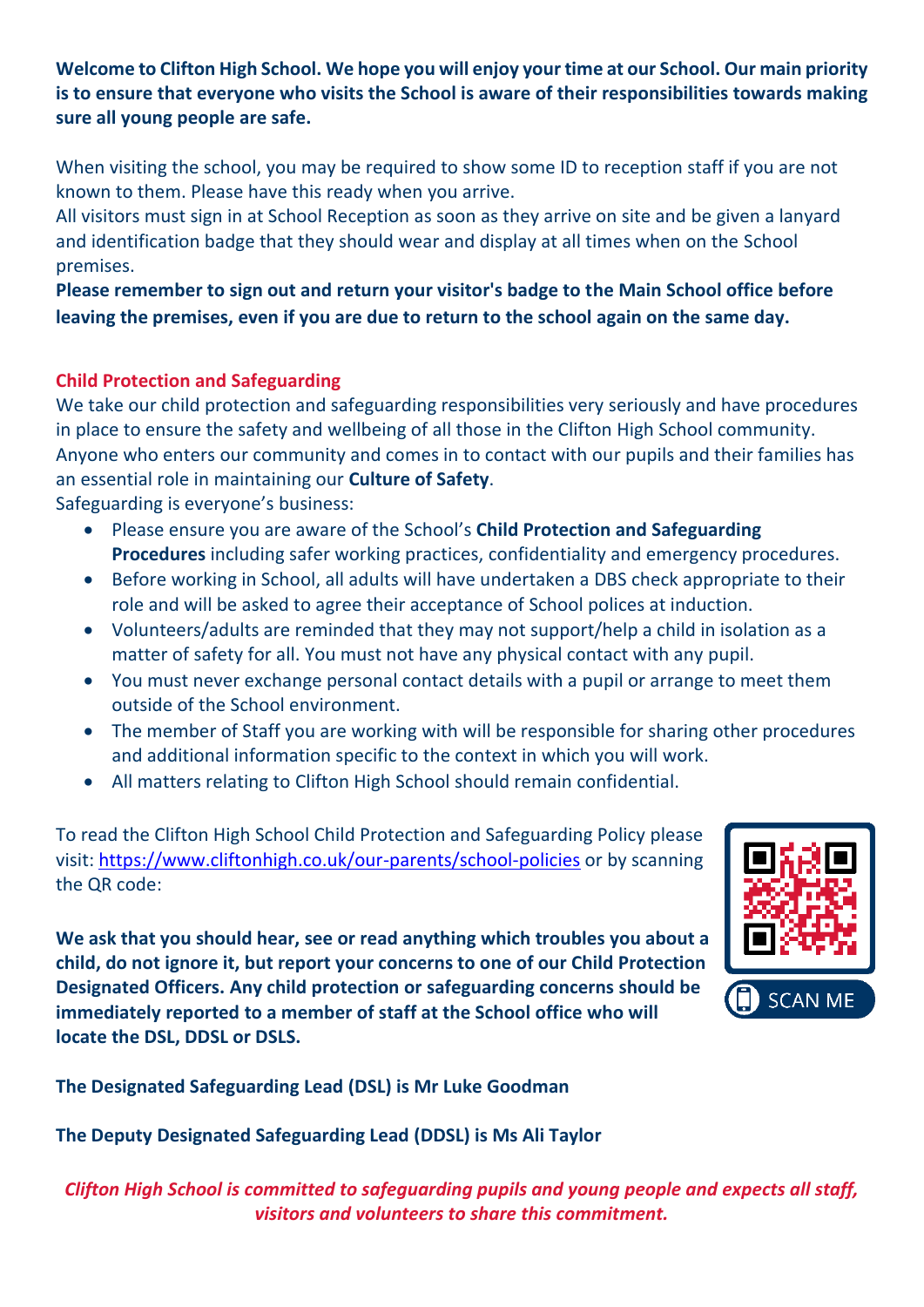**Welcome to Clifton High School. We hope you will enjoy your time at our School. Our main priority is to ensure that everyone who visits the School is aware of their responsibilities towards making sure all young people are safe.**

When visiting the school, you may be required to show some ID to reception staff if you are not known to them. Please have this ready when you arrive.
All visitors must sign in at School Reception as soon as they arrive on site and be given a lanyard and identification badge that they should wear and display at all times when on the School premises.
**Please remember to sign out and return your visitor's badge to the Main School office before leaving the premises, even if you are due to return to the school again on the same day.**

## Child Protection and Safeguarding

We take our child protection and safeguarding responsibilities very seriously and have procedures in place to ensure the safety and wellbeing of all those in the Clifton High School community. Anyone who enters our community and comes in to contact with our pupils and their families has an essential role in maintaining our **Culture of Safety**.
Safeguarding is everyone's business:

- Please ensure you are aware of the School's **Child Protection and Safeguarding Procedures** including safer working practices, confidentiality and emergency procedures.
- Before working in School, all adults will have undertaken a DBS check appropriate to their role and will be asked to agree their acceptance of School polices at induction.
- Volunteers/adults are reminded that they may not support/help a child in isolation as a matter of safety for all. You must not have any physical contact with any pupil.
- You must never exchange personal contact details with a pupil or arrange to meet them outside of the School environment.
- The member of Staff you are working with will be responsible for sharing other procedures and additional information specific to the context in which you will work.
- All matters relating to Clifton High School should remain confidential.

To read the Clifton High School Child Protection and Safeguarding Policy please visit: https://www.cliftonhigh.co.uk/our-parents/school-policies or by scanning the QR code:

SCAN ME

**We ask that you should hear, see or read anything which troubles you about a child, do not ignore it, but report your concerns to one of our Child Protection Designated Officers. Any child protection or safeguarding concerns should be immediately reported to a member of staff at the School office who will locate the DSL, DDSL or DSLS.**

**The Designated Safeguarding Lead (DSL) is Mr Luke Goodman**

**The Deputy Designated Safeguarding Lead (DDSL) is Ms Ali Taylor**

***Clifton High School is committed to safeguarding pupils and young people and expects all staff, visitors and volunteers to share this commitment.***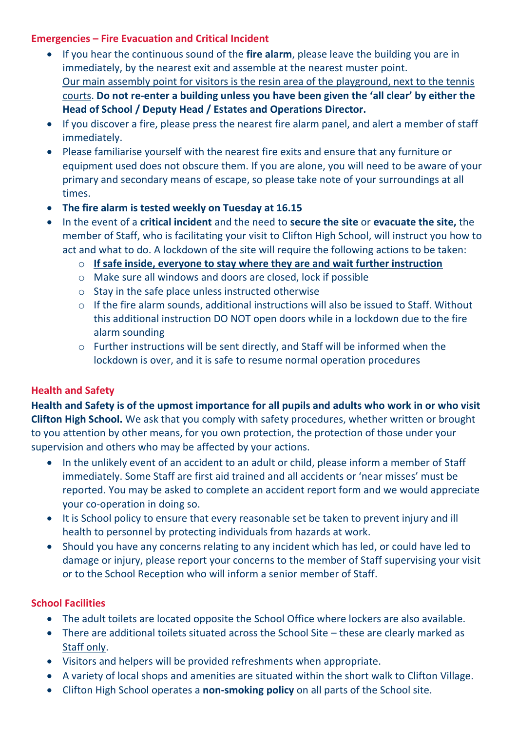## Emergencies – Fire Evacuation and Critical Incident

- If you hear the continuous sound of the **fire alarm**, please leave the building you are in immediately, by the nearest exit and assemble at the nearest muster point. <u>Our main assembly point for visitors is the resin area of the playground, next to the tennis courts</u>. **Do not re-enter a building unless you have been given the 'all clear' by either the Head of School / Deputy Head / Estates and Operations Director.**
- If you discover a fire, please press the nearest fire alarm panel, and alert a member of staff immediately.
- Please familiarise yourself with the nearest fire exits and ensure that any furniture or equipment used does not obscure them. If you are alone, you will need to be aware of your primary and secondary means of escape, so please take note of your surroundings at all times.
- **The fire alarm is tested weekly on Tuesday at 16.15**
- In the event of a **critical incident** and the need to **secure the site** or **evacuate the site,** the member of Staff, who is facilitating your visit to Clifton High School, will instruct you how to act and what to do. A lockdown of the site will require the following actions to be taken:
  - **<u>If safe inside, everyone to stay where they are and wait further instruction</u>**
  - Make sure all windows and doors are closed, lock if possible
  - Stay in the safe place unless instructed otherwise
  - If the fire alarm sounds, additional instructions will also be issued to Staff. Without this additional instruction DO NOT open doors while in a lockdown due to the fire alarm sounding
  - Further instructions will be sent directly, and Staff will be informed when the lockdown is over, and it is safe to resume normal operation procedures

## Health and Safety

**Health and Safety is of the upmost importance for all pupils and adults who work in or who visit Clifton High School.** We ask that you comply with safety procedures, whether written or brought to you attention by other means, for you own protection, the protection of those under your supervision and others who may be affected by your actions.

- In the unlikely event of an accident to an adult or child, please inform a member of Staff immediately. Some Staff are first aid trained and all accidents or 'near misses' must be reported. You may be asked to complete an accident report form and we would appreciate your co-operation in doing so.
- It is School policy to ensure that every reasonable set be taken to prevent injury and ill health to personnel by protecting individuals from hazards at work.
- Should you have any concerns relating to any incident which has led, or could have led to damage or injury, please report your concerns to the member of Staff supervising your visit or to the School Reception who will inform a senior member of Staff.

## School Facilities

- The adult toilets are located opposite the School Office where lockers are also available.
- There are additional toilets situated across the School Site – these are clearly marked as <u>Staff only</u>.
- Visitors and helpers will be provided refreshments when appropriate.
- A variety of local shops and amenities are situated within the short walk to Clifton Village.
- Clifton High School operates a **non-smoking policy** on all parts of the School site.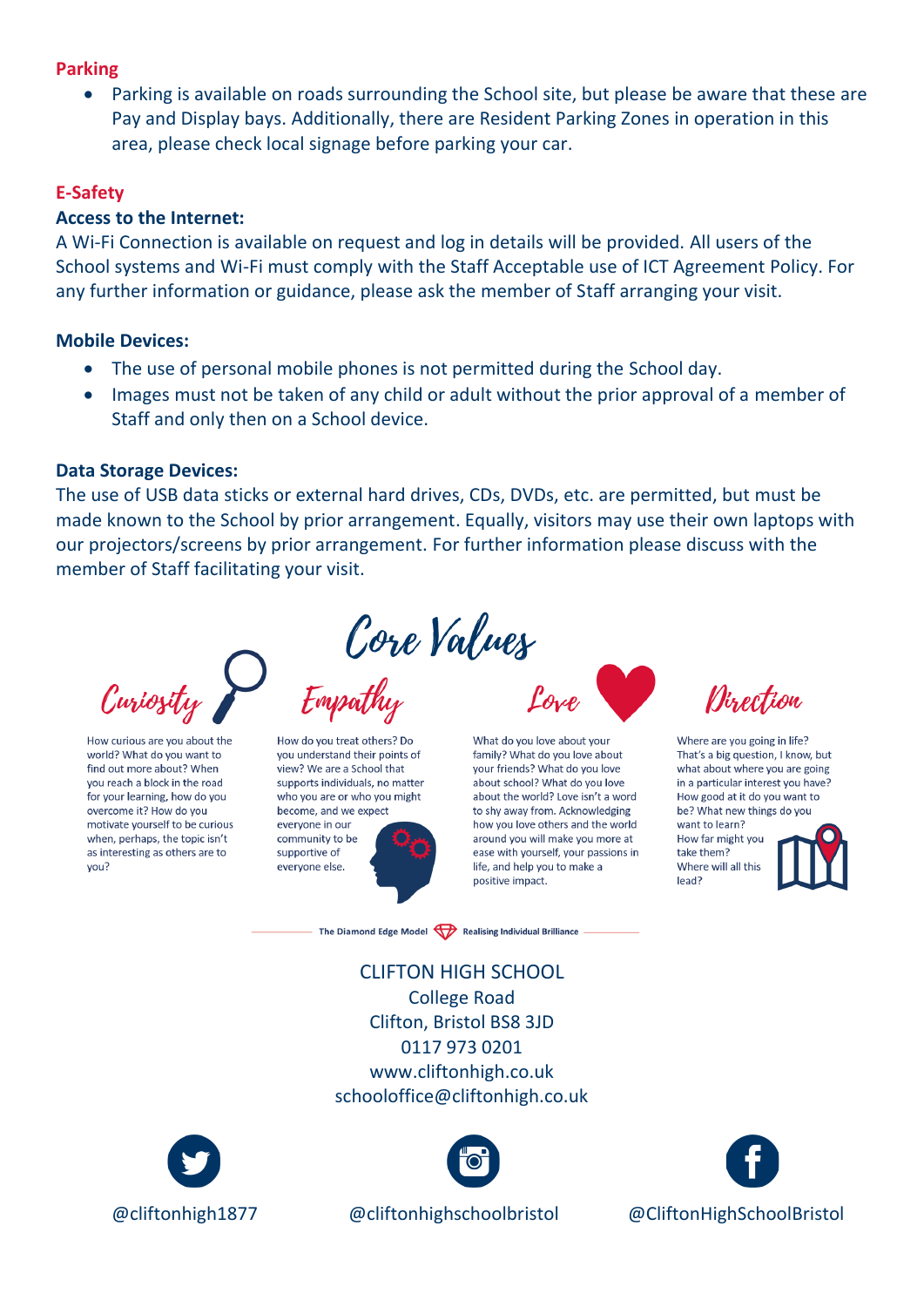## Parking

- Parking is available on roads surrounding the School site, but please be aware that these are Pay and Display bays. Additionally, there are Resident Parking Zones in operation in this area, please check local signage before parking your car.

## E-Safety

### Access to the Internet:

A Wi-Fi Connection is available on request and log in details will be provided. All users of the School systems and Wi-Fi must comply with the Staff Acceptable use of ICT Agreement Policy. For any further information or guidance, please ask the member of Staff arranging your visit.

### Mobile Devices:

- The use of personal mobile phones is not permitted during the School day.
- Images must not be taken of any child or adult without the prior approval of a member of Staff and only then on a School device.

### Data Storage Devices:

The use of USB data sticks or external hard drives, CDs, DVDs, etc. are permitted, but must be made known to the School by prior arrangement. Equally, visitors may use their own laptops with our projectors/screens by prior arrangement. For further information please discuss with the member of Staff facilitating your visit.

## Core Values

### Curiosity

How curious are you about the world? What do you want to find out more about? When you reach a block in the road for your learning, how do you overcome it? How do you motivate yourself to be curious when, perhaps, the topic isn't as interesting as others are to you?

### Empathy

How do you treat others? Do you understand their points of view? We are a School that supports individuals, no matter who you are or who you might become, and we expect everyone in our community to be supportive of everyone else.

### Love

What do you love about your family? What do you love about your friends? What do you love about school? What do you love about the world? Love isn't a word to shy away from. Acknowledging how you love others and the world around you will make you more at ease with yourself, your passions in life, and help you to make a positive impact.

### Direction

Where are you going in life? That's a big question, I know, but what about where you are going in a particular interest you have? How good at it do you want to be? What new things do you want to learn? How far might you take them? Where will all this lead?

The Diamond Edge Model — Realising Individual Brilliance

CLIFTON HIGH SCHOOL
College Road
Clifton, Bristol BS8 3JD
0117 973 0201
www.cliftonhigh.co.uk
schooloffice@cliftonhigh.co.uk

@cliftonhigh1877

@cliftonhighschoolbristol

@CliftonHighSchoolBristol